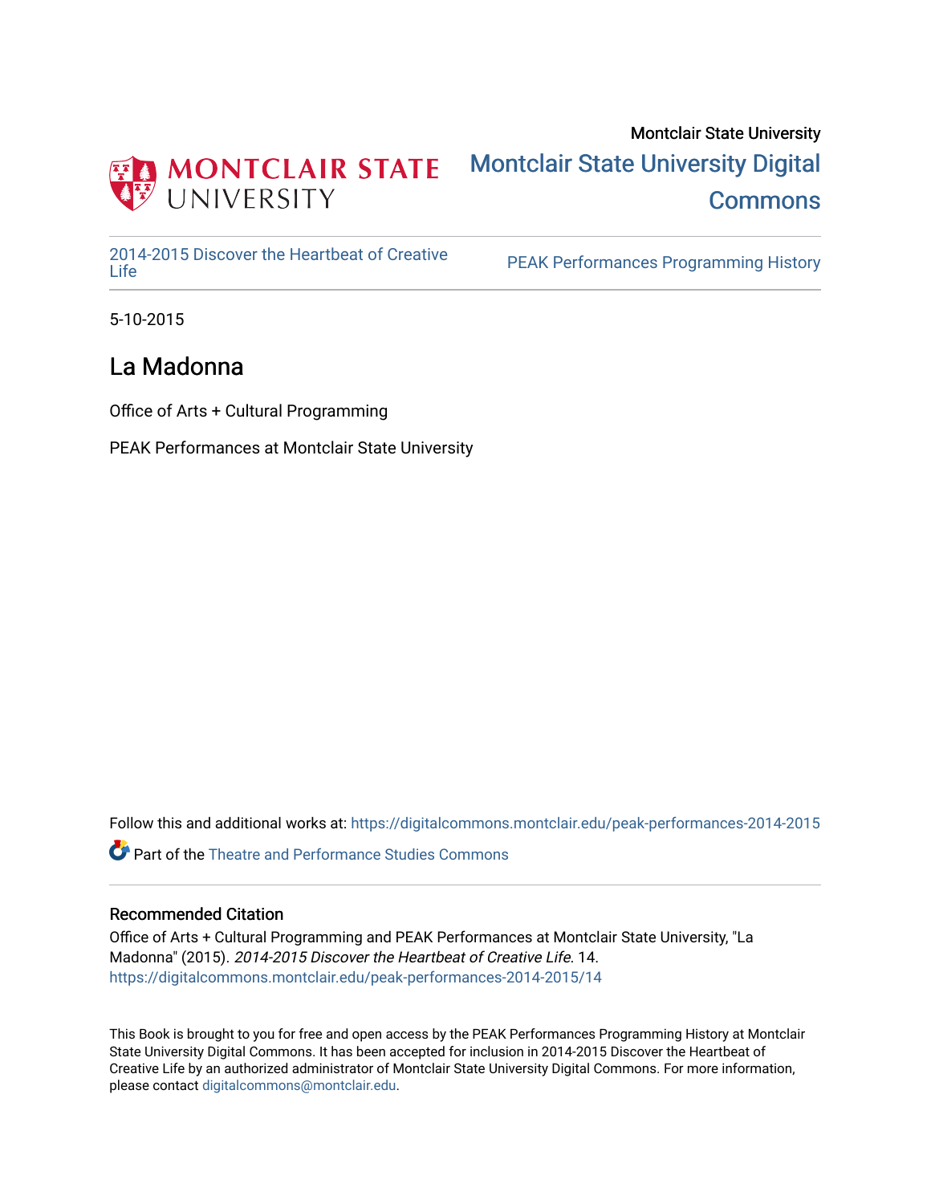Montclair State University

# Montclair State University Digital Commons

2014-2015 Discover the Heartbeat of Creative Life | PEAK Performances Programming History

5-10-2015

## La Madonna

Office of Arts + Cultural Programming

PEAK Performances at Montclair State University

Follow this and additional works at: https://digitalcommons.montclair.edu/peak-performances-2014-2015

Part of the Theatre and Performance Studies Commons

### Recommended Citation

Office of Arts + Cultural Programming and PEAK Performances at Montclair State University, "La Madonna" (2015). *2014-2015 Discover the Heartbeat of Creative Life*. 14.
https://digitalcommons.montclair.edu/peak-performances-2014-2015/14

This Book is brought to you for free and open access by the PEAK Performances Programming History at Montclair State University Digital Commons. It has been accepted for inclusion in 2014-2015 Discover the Heartbeat of Creative Life by an authorized administrator of Montclair State University Digital Commons. For more information, please contact digitalcommons@montclair.edu.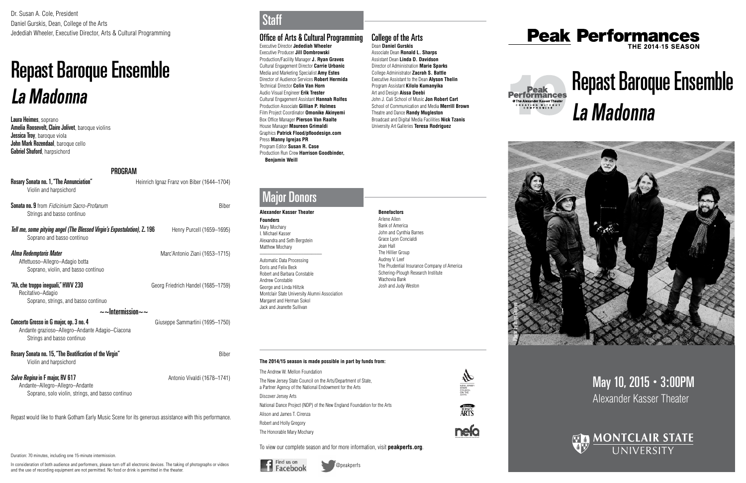Dr. Susan A. Cole, President
Daniel Gurskis, Dean, College of the Arts
Jedediah Wheeler, Executive Director, Arts & Cultural Programming

# Repast Baroque Ensemble
# *La Madonna*

**Laura Heimes**, soprano
**Amelia Roosevelt, Claire Jolivet**, baroque violins
**Jessica Troy**, baroque viola
**John Mark Rozendaal**, baroque cello
**Gabriel Shuford**, harpsichord

## PROGRAM

**Rosary Sonata no. 1, "The Annunciation"** — Heinrich Ignaz Franz von Biber (1644–1704)
Violin and harpsichord

**Sonata no. 9** from *Fidicinium Sacro-Profanum* — Biber
Strings and basso continuo

***Tell me, some pitying angel (The Blessed Virgin's Expostulation)*, Z. 196** — Henry Purcell (1659–1695)
Soprano and basso continuo

***Alma Redemptoris Mater*** — Marc'Antonio Ziani (1653–1715)
Affettuoso–Allegro–Adagio botta
Soprano, violin, and basso continuo

**"Ah, che troppo ineguali," HWV 230** — Georg Friedrich Handel (1685–1759)
Recitativo–Adagio
Soprano, strings, and basso continuo

~~Intermission~~

**Concerto Grosso in G major, op. 3 no. 4** — Giuseppe Sammartini (1695–1750)
Andante grazioso–Allegro–Andante Adagio–Ciacona
Strings and basso continuo

**Rosary Sonata no. 15, "The Beatification of the Virgin"** — Biber
Violin and harpsichord

***Salve Regina* in F major, RV 617** — Antonio Vivaldi (1678–1741)
Andante–Allegro–Allegro–Andante
Soprano, solo violin, strings, and basso continuo

Repast would like to thank Gotham Early Music Scene for its generous assistance with this performance.

Duration: 70 minutes, including one 15-minute intermission.

In consideration of both audience and performers, please turn off all electronic devices. The taking of photographs or videos and the use of recording equipment are not permitted. No food or drink is permitted in the theater.

## Staff

### Office of Arts & Cultural Programming

Executive Director **Jedediah Wheeler**
Executive Producer **Jill Dombrowski**
Production/Facility Manager **J. Ryan Graves**
Cultural Engagement Director **Carrie Urbanic**
Media and Marketing Specialist **Amy Estes**
Director of Audience Services **Robert Hermida**
Technical Director **Colin Van Horn**
Audio Visual Engineer **Erik Trester**
Cultural Engagement Assistant **Hannah Rolfes**
Production Associate **Gillian P. Holmes**
Film Project Coordinator **Omonike Akinyemi**
Box Office Manager **Pierson Van Raalte**
House Manager **Maureen Grimaldi**
Graphics **Patrick Flood/pfloodesign.com**
Press **Manny Igrejas PR**
Program Editor **Susan R. Case**
Production Run Crew **Harrison Goodbinder, Benjamin Weill**

### College of the Arts

Dean **Daniel Gurskis**
Associate Dean **Ronald L. Sharps**
Assistant Dean **Linda D. Davidson**
Director of Administration **Marie Sparks**
College Administrator **Zacrah S. Battle**
Executive Assistant to the Dean **Alyson Thelin**
Program Assistant **Kilolo Kumanyika**
Art and Design **Aissa Deebi**
John J. Cali School of Music **Jon Robert Cart**
School of Communication and Media **Merrill Brown**
Theatre and Dance **Randy Mugleston**
Broadcast and Digital Media Facilities **Nick Tzanis**
University Art Galleries **Teresa Rodriguez**

## Major Donors

**Alexander Kasser Theater**

**Founders**
Mary Mochary
I. Michael Kasser
Alexandra and Seth Bergstein
Matthew Mochary

Automatic Data Processing
Doris and Felix Beck
Robert and Barbara Constable
Andrew Constable
George and Linda Hiltzik
Montclair State University Alumni Association
Margaret and Herman Sokol
Jack and Jeanette Sullivan

**Benefactors**
Arlene Allen
Bank of America
John and Cynthia Barnes
Grace Lyon Concialdi
Jean Hall
The Hillier Group
Audrey V. Leef
The Prudential Insurance Company of America
Schering-Plough Research Institute
Wachovia Bank
Josh and Judy Weston

**The 2014/15 season is made possible in part by funds from:**

The Andrew W. Mellon Foundation
The New Jersey State Council on the Arts/Department of State, a Partner Agency of the National Endowment for the Arts
Discover Jersey Arts
National Dance Project (NDP) of the New England Foundation for the Arts
Alison and James T. Cirenza
Robert and Holly Gregory
The Honorable Mary Mochary

To view our complete season and for more information, visit **peakperfs.org**.

Find us on Facebook @peakperfs

# Peak Performances
THE 2014-15 SEASON

Peak Performances @ The Alexander Kasser Theater — CREATION WITHOUT COMPROMISE

# Repast Baroque Ensemble
# *La Madonna*

Photo by Tina Chang

## May 10, 2015 • 3:00PM
Alexander Kasser Theater

MONTCLAIR STATE UNIVERSITY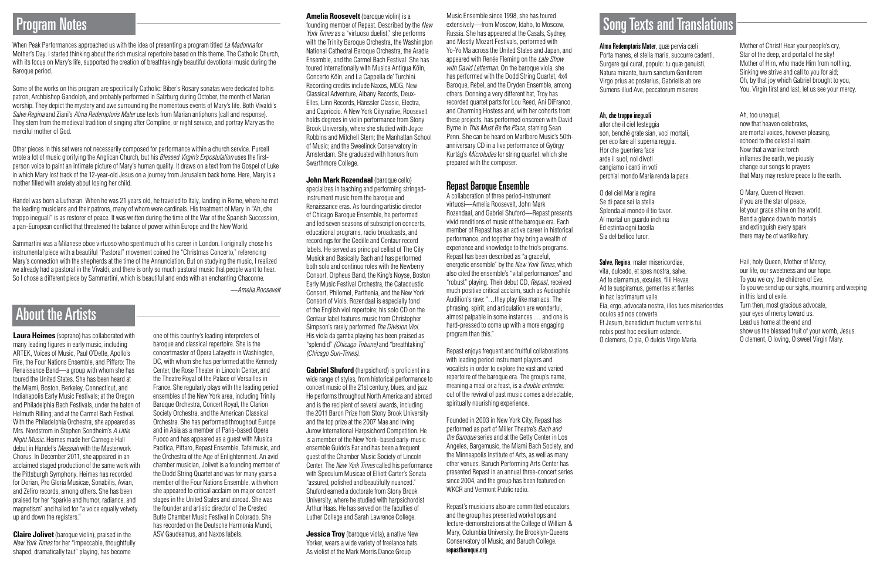# Program Notes

When Peak Performances approached us with the idea of presenting a program titled *La Madonna* for Mother's Day, I started thinking about the rich musical repertoire based on this theme. The Catholic Church, with its focus on Mary's life, supported the creation of breathtakingly beautiful devotional music during the Baroque period.

Some of the works on this program are specifically Catholic: Biber's Rosary sonatas were dedicated to his patron, Archbishop Gandolph, and probably performed in Salzburg during October, the month of Marian worship. They depict the mystery and awe surrounding the momentous events of Mary's life. Both Vivaldi's *Salve Regina* and Ziani's *Alma Redemptoris Mater* use texts from Marian antiphons (call and response). They stem from the medieval tradition of singing after Compline, or night service, and portray Mary as the merciful mother of God.

Other pieces in this set were not necessarily composed for performance within a church service. Purcell wrote a lot of music glorifying the Anglican Church, but his *Blessed Virgin's Expostulation* uses the first-person voice to paint an intimate picture of Mary's human quality. It draws on a text from the Gospel of Luke in which Mary lost track of the 12-year-old Jesus on a journey from Jerusalem back home. Here, Mary is a mother filled with anxiety about losing her child.

Handel was born a Lutheran. When he was 21 years old, he traveled to Italy, landing in Rome, where he met the leading musicians and their patrons, many of whom were cardinals. His treatment of Mary in "Ah, che troppo ineguali" is as restorer of peace. It was written during the time of the War of the Spanish Succession, a pan-European conflict that threatened the balance of power within Europe and the New World.

Sammartini was a Milanese oboe virtuoso who spent much of his career in London. I originally chose his instrumental piece with a beautiful "Pastoral" movement coined the "Christmas Concerto," referencing Mary's connection with the shepherds at the time of the Annunciation. But on studying the music, I realized we already had a pastoral in the Vivaldi, and there is only so much pastoral music that people want to hear. So I chose a different piece by Sammartini, which is beautiful and ends with an enchanting Chaconne.

—*Amelia Roosevelt*

# About the Artists

**Laura Heimes** (soprano) has collaborated with many leading figures in early music, including ARTEK, Voices of Music, Paul O'Dette, Apollo's Fire, the Four Nations Ensemble, and Piffaro: The Renaissance Band—a group with whom she has toured the United States. She has been heard at the Miami, Boston, Berkeley, Connecticut, and Indianapolis Early Music Festivals; at the Oregon and Philadelphia Bach Festivals, under the baton of Helmuth Rilling; and at the Carmel Bach Festival. With the Philadelphia Orchestra, she appeared as Mrs. Nordstrom in Stephen Sondheim's *A Little Night Music*. Heimes made her Carnegie Hall debut in Handel's *Messiah* with the Masterwork Chorus. In December 2011, she appeared in an acclaimed staged production of the same work with the Pittsburgh Symphony. Heimes has recorded for Dorian, Pro Gloria Musicae, Sonabilis, Avian, and Zefiro records, among others. She has been praised for her "sparkle and humor, radiance, and magnetism" and hailed for "a voice equally velvety up and down the registers."

**Claire Jolivet** (baroque violin), praised in the *New York Times* for her "impeccable, thoughtfully shaped, dramatically taut" playing, has become one of this country's leading interpreters of baroque and classical repertoire. She is the concertmaster of Opera Lafayette in Washington, DC, with whom she has performed at the Kennedy Center, the Rose Theater in Lincoln Center, and the Theatre Royal of the Palace of Versailles in France. She regularly plays with the leading period ensembles of the New York area, including Trinity Baroque Orchestra, Concert Royal, the Clarion Society Orchestra, and the American Classical Orchestra. She has performed throughout Europe and in Asia as a member of Paris-based Opera Fuoco and has appeared as a guest with Musica Pacifica, Piffaro, Repast Ensemble, Tafelmusic, and the Orchestra of the Age of Enlightenment. An avid chamber musician, Jolivet is a founding member of the Dodd String Quartet and was for many years a member of the Four Nations Ensemble, with whom she appeared to critical acclaim on major concert stages in the United States and abroad. She was the founder and artistic director of the Crested Butte Chamber Music Festival in Colorado. She has recorded on the Deutsche Harmonia Mundi, ASV Gaudeamus, and Naxos labels.

**Amelia Roosevelt** (baroque violin) is a founding member of Repast. Described by the *New York Times* as a "virtuoso duelist," she performs with the Trinity Baroque Orchestra, the Washington National Cathedral Baroque Orchestra, the Aradia Ensemble, and the Carmel Bach Festival. She has toured internationally with Musica Antiqua Köln, Concerto Köln, and La Cappella de' Turchini. Recording credits include Naxos, MDG, New Classical Adventure, Albany Records, Deux-Elles, Linn Records, Hänssler Classic, Electra, and Capriccio. A New York City native, Roosevelt holds degrees in violin performance from Stony Brook University, where she studied with Joyce Robbins and Mitchell Stern; the Manhattan School of Music; and the Sweelinck Conservatory in Amsterdam. She graduated with honors from Swarthmore College.

**John Mark Rozendaal** (baroque cello) specializes in teaching and performing stringed-instrument music from the baroque and Renaissance eras. As founding artistic director of Chicago Baroque Ensemble, he performed and led seven seasons of subscription concerts, educational programs, radio broadcasts, and recordings for the Cedille and Centaur record labels. He served as principal cellist of The City Musick and Basically Bach and has performed both solo and continuo roles with the Newberry Consort, Orpheus Band, the King's Noyse, Boston Early Music Festival Orchestra, the Catacoustic Consort, Philomel, Parthenia, and the New York Consort of Viols. Rozendaal is especially fond of the English viol repertoire; his solo CD on the Centaur label features music from Christopher Simpson's rarely performed *The Division Viol*. His viola da gamba playing has been praised as "splendid" *(Chicago Tribune)* and "breathtaking" *(Chicago Sun-Times)*.

**Gabriel Shuford** (harpsichord) is proficient in a wide range of styles, from historical performance to concert music of the 21st century, blues, and jazz. He performs throughout North America and abroad and is the recipient of several awards, including the 2011 Baron Prize from Stony Brook University and the top prize at the 2007 Mae and Irving Jurow International Harpsichord Competition. He is a member of the New York–based early-music ensemble Guido's Ear and has been a frequent guest of the Chamber Music Society of Lincoln Center. The *New York Times* called his performance with Speculum Musicae of Elliott Carter's Sonata "assured, polished and beautifully nuanced." Shuford earned a doctorate from Stony Brook University, where he studied with harpsichordist Arthur Haas. He has served on the faculties of Luther College and Sarah Lawrence College.

**Jessica Troy** (baroque viola), a native New Yorker, wears a wide variety of freelance hats. As violist of the Mark Morris Dance Group Music Ensemble since 1998, she has toured extensively—from Moscow, Idaho, to Moscow, Russia. She has appeared at the Casals, Sydney, and Mostly Mozart Festivals, performed with Yo-Yo Ma across the United States and Japan, and appeared with Renée Fleming on the *Late Show with David Letterman*. On the baroque viola, she has performed with the Dodd String Quartet, 4x4 Baroque, Rebel, and the Dryden Ensemble, among others. Donning a very different hat, Troy has recorded quartet parts for Lou Reed, Ani DiFranco, and Charming Hostess and, with her cohorts from these projects, has performed onscreen with David Byrne in *This Must Be the Place*, starring Sean Penn. She can be heard on Marlboro Music's 50th-anniversary CD in a live performance of György Kurtág's *Microludes* for string quartet, which she prepared with the composer.

## Repast Baroque Ensemble

A collaboration of three period-instrument virtuosi—Amelia Roosevelt, John Mark Rozendaal, and Gabriel Shuford—Repast presents vivid renditions of music of the baroque era. Each member of Repast has an active career in historical performance, and together they bring a wealth of experience and knowledge to the trio's programs. Repast has been described as "a graceful, energetic ensemble" by the *New York Times*, which also cited the ensemble's "vital performances" and "robust" playing. Their debut CD, *Repast*, received much positive critical acclaim, such as Audiophile Audition's rave: "…they play like maniacs. The phrasing, spirit, and articulation are wonderful, almost palpable in some instances … and one is hard-pressed to come up with a more engaging program than this."

Repast enjoys frequent and fruitful collaborations with leading period instrument players and vocalists in order to explore the vast and varied repertoire of the baroque era. The group's name, meaning a meal or a feast, is a *double entendre*: out of the revival of past music comes a delectable, spiritually nourishing experience.

Founded in 2003 in New York City, Repast has performed as part of Miller Theatre's *Bach and the Baroque* series and at the Getty Center in Los Angeles, Bargemusic, the Miami Bach Society, and the Minneapolis Institute of Arts, as well as many other venues. Baruch Performing Arts Center has presented Repast in an annual three-concert series since 2004, and the group has been featured on WKCR and Vermont Public radio.

Repast's musicians also are committed educators, and the group has presented workshops and lecture-demonstrations at the College of William & Mary, Columbia University, the Brooklyn–Queens Conservatory of Music, and Baruch College.
**repastbaroque.org**

# Song Texts and Translations

**Alma Redemptoris Mater**, quæ pervia cæli
Porta manes, et stella maris, succurre cadenti,
Surgere qui curat, populo: tu quæ genuisti,
Natura mirante, tuum sanctum Genitorem
Virgo prius ac posterius, Gabrielis ab ore
Sumens illud Ave, peccatorum miserere.

Mother of Christ! Hear your people's cry,
Star of the deep, and portal of the sky!
Mother of Him, who made Him from nothing,
Sinking we strive and call to you for aid;
Oh, by that joy which Gabriel brought to you,
You, Virgin first and last, let us see your mercy.

**Ah, che troppo ineguali**
allor che il ciel festeggia
son, benché grate sian, voci mortali,
per eco fare all superna reggia.
Hor che guerriera face
arde il suol, noi divoti
cangiamo i canti in voti
perch'al mondo Maria renda la pace.

Ah, too unequal,
now that heaven celebrates,
are mortal voices, however pleasing,
echoed to the celestial realm.
Now that a warlike torch
inflames the earth, we piously
change our songs to prayers
that Mary may restore peace to the earth.

O del ciel Maria regina
Se di pace sei la stella
Splenda al mondo il tio favor.
Al mortal un guardo inchina
Ed estinta ogni facella
Sia del bellico furor.

O Mary, Queen of Heaven,
if you are the star of peace,
let your grace shine on the world.
Bend a glance down to mortals
and extinguish every spark
there may be of warlike fury.

**Salve, Regina**, mater misericordiae,
vita, dulcedo, et spes nostra, salve.
Ad te clamamus, exsules, filii Hevae.
Ad te suspiramus, gementes et flentes
in hac lacrimarum valle.
Eia, ergo, advocata nostra, illos tuos misericordes
oculos ad nos converte.
Et Jesum, benedictum fructum ventris tui,
nobis post hoc exsilium ostende.
O clemens, O pia, O dulcis Virgo Maria.

Hail, holy Queen, Mother of Mercy,
our life, our sweetness and our hope.
To you we cry, the children of Eve.
To you we send up our sighs, mourning and weeping
in this land of exile.
Turn then, most gracious advocate,
your eyes of mercy toward us.
Lead us home at the end and
show us the blessed fruit of your womb, Jesus.
O clement, O loving, O sweet Virgin Mary.